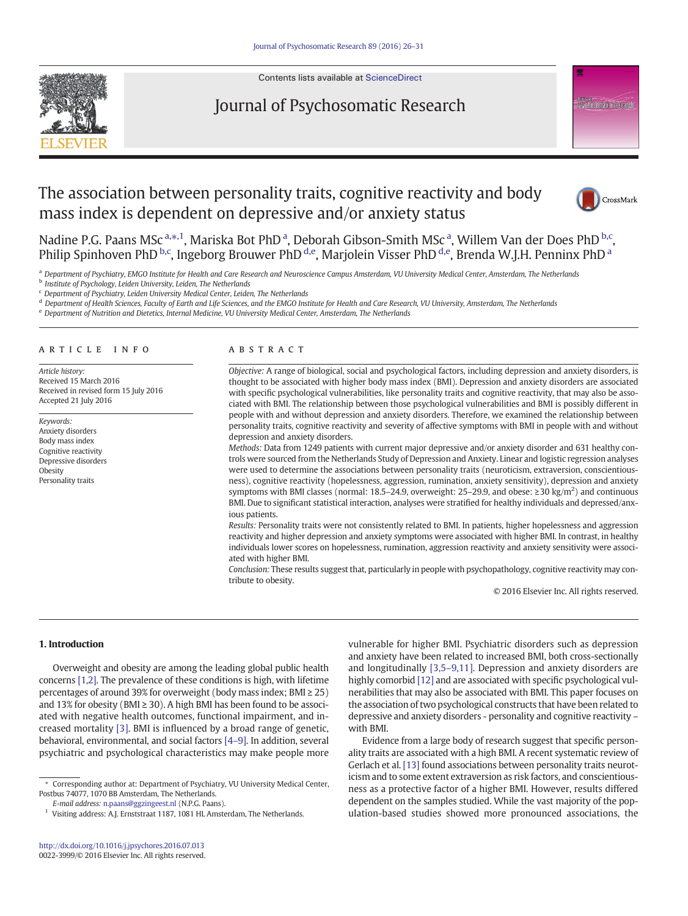# The association between personality traits, cognitive reactivity and body mass index is dependent on depressive and/or anxiety status

Nadine P.G. Paans MSc [a,*,1], Mariska Bot PhD [a], Deborah Gibson-Smith MSc [a], Willem Van der Does PhD [b,c], Philip Spinhoven PhD [b,c], Ingeborg Brouwer PhD [d,e], Marjolein Visser PhD [d,e], Brenda W.J.H. Penninx PhD [a]

[a] Department of Psychiatry, EMGO Institute for Health and Care Research and Neuroscience Campus Amsterdam, VU University Medical Center, Amsterdam, The Netherlands
[b] Institute of Psychology, Leiden University, Leiden, The Netherlands
[c] Department of Psychiatry, Leiden University Medical Center, Leiden, The Netherlands
[d] Department of Health Sciences, Faculty of Earth and Life Sciences, and the EMGO Institute for Health and Care Research, VU University, Amsterdam, The Netherlands
[e] Department of Nutrition and Dietetics, Internal Medicine, VU University Medical Center, Amsterdam, The Netherlands

## ARTICLE INFO

*Article history:*
Received 15 March 2016
Received in revised form 15 July 2016
Accepted 21 July 2016

*Keywords:*
Anxiety disorders
Body mass index
Cognitive reactivity
Depressive disorders
Obesity
Personality traits

## ABSTRACT

*Objective:* A range of biological, social and psychological factors, including depression and anxiety disorders, is thought to be associated with higher body mass index (BMI). Depression and anxiety disorders are associated with specific psychological vulnerabilities, like personality traits and cognitive reactivity, that may also be associated with BMI. The relationship between those psychological vulnerabilities and BMI is possibly different in people with and without depression and anxiety disorders. Therefore, we examined the relationship between personality traits, cognitive reactivity and severity of affective symptoms with BMI in people with and without depression and anxiety disorders.

*Methods:* Data from 1249 patients with current major depressive and/or anxiety disorder and 631 healthy controls were sourced from the Netherlands Study of Depression and Anxiety. Linear and logistic regression analyses were used to determine the associations between personality traits (neuroticism, extraversion, conscientiousness), cognitive reactivity (hopelessness, aggression, rumination, anxiety sensitivity), depression and anxiety symptoms with BMI classes (normal: 18.5–24.9, overweight: 25–29.9, and obese: ≥30 kg/m$^2$) and continuous BMI. Due to significant statistical interaction, analyses were stratified for healthy individuals and depressed/anxious patients.

*Results:* Personality traits were not consistently related to BMI. In patients, higher hopelessness and aggression reactivity and higher depression and anxiety symptoms were associated with higher BMI. In contrast, in healthy individuals lower scores on hopelessness, rumination, aggression reactivity and anxiety sensitivity were associated with higher BMI.

*Conclusion:* These results suggest that, particularly in people with psychopathology, cognitive reactivity may contribute to obesity.

© 2016 Elsevier Inc. All rights reserved.

## 1. Introduction

Overweight and obesity are among the leading global public health concerns [1,2]. The prevalence of these conditions is high, with lifetime percentages of around 39% for overweight (body mass index; BMI ≥ 25) and 13% for obesity (BMI ≥ 30). A high BMI has been found to be associated with negative health outcomes, functional impairment, and increased mortality [3]. BMI is influenced by a broad range of genetic, behavioral, environmental, and social factors [4–9]. In addition, several psychiatric and psychological characteristics may make people more vulnerable for higher BMI. Psychiatric disorders such as depression and anxiety have been related to increased BMI, both cross-sectionally and longitudinally [3,5–9,11]. Depression and anxiety disorders are highly comorbid [12] and are associated with specific psychological vulnerabilities that may also be associated with BMI. This paper focuses on the association of two psychological constructs that have been related to depressive and anxiety disorders - personality and cognitive reactivity – with BMI.

Evidence from a large body of research suggest that specific personality traits are associated with a high BMI. A recent systematic review of Gerlach et al. [13] found associations between personality traits neuroticism and to some extent extraversion as risk factors, and conscientiousness as a protective factor of a higher BMI. However, results differed dependent on the samples studied. While the vast majority of the population-based studies showed more pronounced associations, the

* Corresponding author at: Department of Psychiatry, VU University Medical Center, Postbus 74077, 1070 BB Amsterdam, The Netherlands.
E-mail address: n.paans@ggzingeest.nl (N.P.G. Paans).
1 Visiting address: A.J. Ernststraat 1187, 1081 HL Amsterdam, The Netherlands.

http://dx.doi.org/10.1016/j.jpsychores.2016.07.013
0022-3999/© 2016 Elsevier Inc. All rights reserved.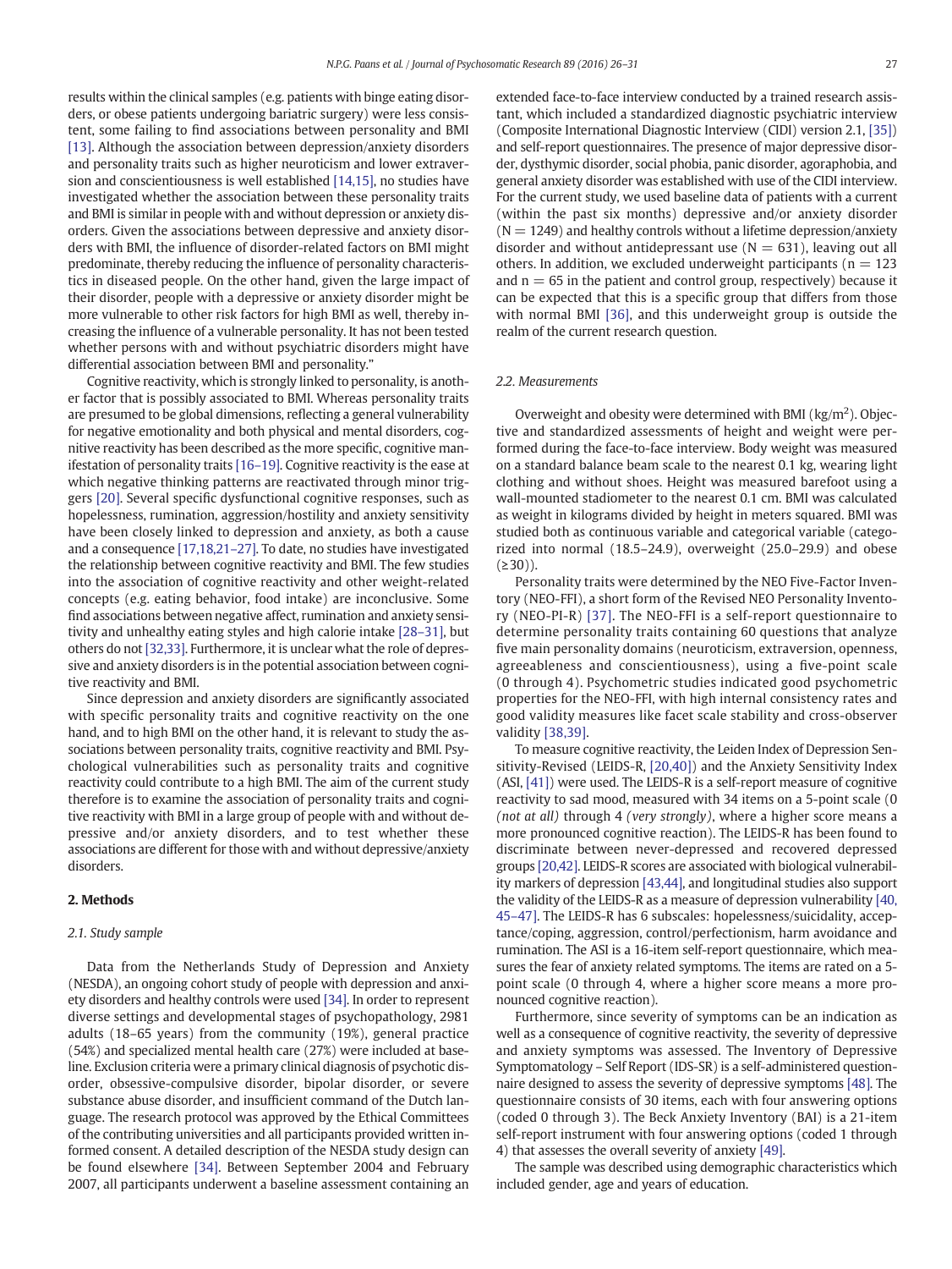results within the clinical samples (e.g. patients with binge eating disorders, or obese patients undergoing bariatric surgery) were less consistent, some failing to find associations between personality and BMI [13]. Although the association between depression/anxiety disorders and personality traits such as higher neuroticism and lower extraversion and conscientiousness is well established [14,15], no studies have investigated whether the association between these personality traits and BMI is similar in people with and without depression or anxiety disorders. Given the associations between depressive and anxiety disorders with BMI, the influence of disorder-related factors on BMI might predominate, thereby reducing the influence of personality characteristics in diseased people. On the other hand, given the large impact of their disorder, people with a depressive or anxiety disorder might be more vulnerable to other risk factors for high BMI as well, thereby increasing the influence of a vulnerable personality. It has not been tested whether persons with and without psychiatric disorders might have differential association between BMI and personality."

Cognitive reactivity, which is strongly linked to personality, is another factor that is possibly associated to BMI. Whereas personality traits are presumed to be global dimensions, reflecting a general vulnerability for negative emotionality and both physical and mental disorders, cognitive reactivity has been described as the more specific, cognitive manifestation of personality traits [16–19]. Cognitive reactivity is the ease at which negative thinking patterns are reactivated through minor triggers [20]. Several specific dysfunctional cognitive responses, such as hopelessness, rumination, aggression/hostility and anxiety sensitivity have been closely linked to depression and anxiety, as both a cause and a consequence [17,18,21–27]. To date, no studies have investigated the relationship between cognitive reactivity and BMI. The few studies into the association of cognitive reactivity and other weight-related concepts (e.g. eating behavior, food intake) are inconclusive. Some find associations between negative affect, rumination and anxiety sensitivity and unhealthy eating styles and high calorie intake [28–31], but others do not [32,33]. Furthermore, it is unclear what the role of depressive and anxiety disorders is in the potential association between cognitive reactivity and BMI.

Since depression and anxiety disorders are significantly associated with specific personality traits and cognitive reactivity on the one hand, and to high BMI on the other hand, it is relevant to study the associations between personality traits, cognitive reactivity and BMI. Psychological vulnerabilities such as personality traits and cognitive reactivity could contribute to a high BMI. The aim of the current study therefore is to examine the association of personality traits and cognitive reactivity with BMI in a large group of people with and without depressive and/or anxiety disorders, and to test whether these associations are different for those with and without depressive/anxiety disorders.

## 2. Methods

### 2.1. Study sample

Data from the Netherlands Study of Depression and Anxiety (NESDA), an ongoing cohort study of people with depression and anxiety disorders and healthy controls were used [34]. In order to represent diverse settings and developmental stages of psychopathology, 2981 adults (18–65 years) from the community (19%), general practice (54%) and specialized mental health care (27%) were included at baseline. Exclusion criteria were a primary clinical diagnosis of psychotic disorder, obsessive-compulsive disorder, bipolar disorder, or severe substance abuse disorder, and insufficient command of the Dutch language. The research protocol was approved by the Ethical Committees of the contributing universities and all participants provided written informed consent. A detailed description of the NESDA study design can be found elsewhere [34]. Between September 2004 and February 2007, all participants underwent a baseline assessment containing an extended face-to-face interview conducted by a trained research assistant, which included a standardized diagnostic psychiatric interview (Composite International Diagnostic Interview (CIDI) version 2.1, [35]) and self-report questionnaires. The presence of major depressive disorder, dysthymic disorder, social phobia, panic disorder, agoraphobia, and general anxiety disorder was established with use of the CIDI interview. For the current study, we used baseline data of patients with a current (within the past six months) depressive and/or anxiety disorder ($N = 1249$) and healthy controls without a lifetime depression/anxiety disorder and without antidepressant use ($N = 631$), leaving out all others. In addition, we excluded underweight participants ($n = 123$ and $n = 65$ in the patient and control group, respectively) because it can be expected that this is a specific group that differs from those with normal BMI [36], and this underweight group is outside the realm of the current research question.

### 2.2. Measurements

Overweight and obesity were determined with BMI (kg/m$^2$). Objective and standardized assessments of height and weight were performed during the face-to-face interview. Body weight was measured on a standard balance beam scale to the nearest 0.1 kg, wearing light clothing and without shoes. Height was measured barefoot using a wall-mounted stadiometer to the nearest 0.1 cm. BMI was calculated as weight in kilograms divided by height in meters squared. BMI was studied both as continuous variable and categorical variable (categorized into normal (18.5–24.9), overweight (25.0–29.9) and obese ($\geq$30)).

Personality traits were determined by the NEO Five-Factor Inventory (NEO-FFI), a short form of the Revised NEO Personality Inventory (NEO-PI-R) [37]. The NEO-FFI is a self-report questionnaire to determine personality traits containing 60 questions that analyze five main personality domains (neuroticism, extraversion, openness, agreeableness and conscientiousness), using a five-point scale (0 through 4). Psychometric studies indicated good psychometric properties for the NEO-FFI, with high internal consistency rates and good validity measures like facet scale stability and cross-observer validity [38,39].

To measure cognitive reactivity, the Leiden Index of Depression Sensitivity-Revised (LEIDS-R, [20,40]) and the Anxiety Sensitivity Index (ASI, [41]) were used. The LEIDS-R is a self-report measure of cognitive reactivity to sad mood, measured with 34 items on a 5-point scale (0 *(not at all)* through 4 *(very strongly)*, where a higher score means a more pronounced cognitive reaction). The LEIDS-R has been found to discriminate between never-depressed and recovered depressed groups [20,42]. LEIDS-R scores are associated with biological vulnerability markers of depression [43,44], and longitudinal studies also support the validity of the LEIDS-R as a measure of depression vulnerability [40,45–47]. The LEIDS-R has 6 subscales: hopelessness/suicidality, acceptance/coping, aggression, control/perfectionism, harm avoidance and rumination. The ASI is a 16-item self-report questionnaire, which measures the fear of anxiety related symptoms. The items are rated on a 5-point scale (0 through 4, where a higher score means a more pronounced cognitive reaction).

Furthermore, since severity of symptoms can be an indication as well as a consequence of cognitive reactivity, the severity of depressive and anxiety symptoms was assessed. The Inventory of Depressive Symptomatology – Self Report (IDS-SR) is a self-administered questionnaire designed to assess the severity of depressive symptoms [48]. The questionnaire consists of 30 items, each with four answering options (coded 0 through 3). The Beck Anxiety Inventory (BAI) is a 21-item self-report instrument with four answering options (coded 1 through 4) that assesses the overall severity of anxiety [49].

The sample was described using demographic characteristics which included gender, age and years of education.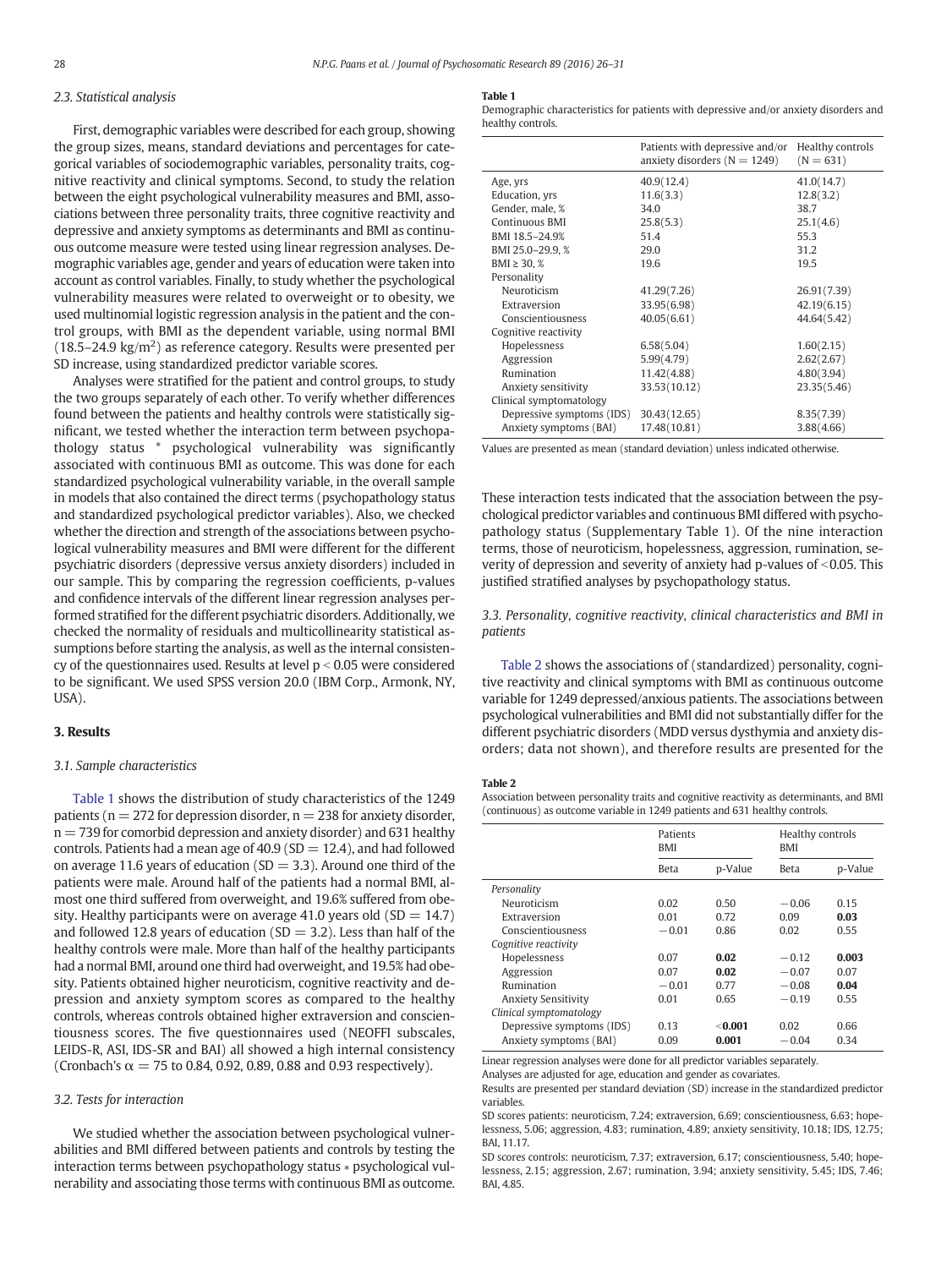### 2.3. Statistical analysis

First, demographic variables were described for each group, showing the group sizes, means, standard deviations and percentages for categorical variables of sociodemographic variables, personality traits, cognitive reactivity and clinical symptoms. Second, to study the relation between the eight psychological vulnerability measures and BMI, associations between three personality traits, three cognitive reactivity and depressive and anxiety symptoms as determinants and BMI as continuous outcome measure were tested using linear regression analyses. Demographic variables age, gender and years of education were taken into account as control variables. Finally, to study whether the psychological vulnerability measures were related to overweight or to obesity, we used multinomial logistic regression analysis in the patient and the control groups, with BMI as the dependent variable, using normal BMI (18.5–24.9 kg/m$^2$) as reference category. Results were presented per SD increase, using standardized predictor variable scores.

Analyses were stratified for the patient and control groups, to study the two groups separately of each other. To verify whether differences found between the patients and healthy controls were statistically significant, we tested whether the interaction term between psychopathology status * psychological vulnerability was significantly associated with continuous BMI as outcome. This was done for each standardized psychological vulnerability variable, in the overall sample in models that also contained the direct terms (psychopathology status and standardized psychological predictor variables). Also, we checked whether the direction and strength of the associations between psychological vulnerability measures and BMI were different for the different psychiatric disorders (depressive versus anxiety disorders) included in our sample. This by comparing the regression coefficients, p-values and confidence intervals of the different linear regression analyses performed stratified for the different psychiatric disorders. Additionally, we checked the normality of residuals and multicollinearity statistical assumptions before starting the analysis, as well as the internal consistency of the questionnaires used. Results at level $p < 0.05$ were considered to be significant. We used SPSS version 20.0 (IBM Corp., Armonk, NY, USA).

## 3. Results

### 3.1. Sample characteristics

Table 1 shows the distribution of study characteristics of the 1249 patients (n = 272 for depression disorder, n = 238 for anxiety disorder, n = 739 for comorbid depression and anxiety disorder) and 631 healthy controls. Patients had a mean age of 40.9 (SD = 12.4), and had followed on average 11.6 years of education (SD = 3.3). Around one third of the patients were male. Around half of the patients had a normal BMI, almost one third suffered from overweight, and 19.6% suffered from obesity. Healthy participants were on average 41.0 years old (SD = 14.7) and followed 12.8 years of education (SD = 3.2). Less than half of the healthy controls were male. More than half of the healthy participants had a normal BMI, around one third had overweight, and 19.5% had obesity. Patients obtained higher neuroticism, cognitive reactivity and depression and anxiety symptom scores as compared to the healthy controls, whereas controls obtained higher extraversion and conscientiousness scores. The five questionnaires used (NEOFFI subscales, LEIDS-R, ASI, IDS-SR and BAI) all showed a high internal consistency (Cronbach's α = 75 to 0.84, 0.92, 0.89, 0.88 and 0.93 respectively).

### 3.2. Tests for interaction

We studied whether the association between psychological vulnerabilities and BMI differed between patients and controls by testing the interaction terms between psychopathology status * psychological vulnerability and associating those terms with continuous BMI as outcome. These interaction tests indicated that the association between the psychological predictor variables and continuous BMI differed with psychopathology status (Supplementary Table 1). Of the nine interaction terms, those of neuroticism, hopelessness, aggression, rumination, severity of depression and severity of anxiety had p-values of <0.05. This justified stratified analyses by psychopathology status.

### 3.3. Personality, cognitive reactivity, clinical characteristics and BMI in patients

Table 2 shows the associations of (standardized) personality, cognitive reactivity and clinical symptoms with BMI as continuous outcome variable for 1249 depressed/anxious patients. The associations between psychological vulnerabilities and BMI did not substantially differ for the different psychiatric disorders (MDD versus dysthymia and anxiety disorders; data not shown), and therefore results are presented for the

**Table 1**
Demographic characteristics for patients with depressive and/or anxiety disorders and healthy controls.

| | Patients with depressive and/or anxiety disorders (N = 1249) | Healthy controls (N = 631) |
|---|---|---|
| Age, yrs | 40.9(12.4) | 41.0(14.7) |
| Education, yrs | 11.6(3.3) | 12.8(3.2) |
| Gender, male, % | 34.0 | 38.7 |
| Continuous BMI | 25.8(5.3) | 25.1(4.6) |
| BMI 18.5–24.9% | 51.4 | 55.3 |
| BMI 25.0–29.9, % | 29.0 | 31.2 |
| BMI ≥ 30, % | 19.6 | 19.5 |
| Personality | | |
| Neuroticism | 41.29(7.26) | 26.91(7.39) |
| Extraversion | 33.95(6.98) | 42.19(6.15) |
| Conscientiousness | 40.05(6.61) | 44.64(5.42) |
| Cognitive reactivity | | |
| Hopelessness | 6.58(5.04) | 1.60(2.15) |
| Aggression | 5.99(4.79) | 2.62(2.67) |
| Rumination | 11.42(4.88) | 4.80(3.94) |
| Anxiety sensitivity | 33.53(10.12) | 23.35(5.46) |
| Clinical symptomatology | | |
| Depressive symptoms (IDS) | 30.43(12.65) | 8.35(7.39) |
| Anxiety symptoms (BAI) | 17.48(10.81) | 3.88(4.66) |

Values are presented as mean (standard deviation) unless indicated otherwise.

**Table 2**
Association between personality traits and cognitive reactivity as determinants, and BMI (continuous) as outcome variable in 1249 patients and 631 healthy controls.

| | Patients BMI | | Healthy controls BMI | |
|---|---|---|---|---|
| | Beta | p-Value | Beta | p-Value |
| *Personality* | | | | |
| Neuroticism | 0.02 | 0.50 | −0.06 | 0.15 |
| Extraversion | 0.01 | 0.72 | 0.09 | **0.03** |
| Conscientiousness | −0.01 | 0.86 | 0.02 | 0.55 |
| *Cognitive reactivity* | | | | |
| Hopelessness | 0.07 | **0.02** | −0.12 | **0.003** |
| Aggression | 0.07 | **0.02** | −0.07 | 0.07 |
| Rumination | −0.01 | 0.77 | −0.08 | **0.04** |
| Anxiety Sensitivity | 0.01 | 0.65 | −0.19 | 0.55 |
| *Clinical symptomatology* | | | | |
| Depressive symptoms (IDS) | 0.13 | **<0.001** | 0.02 | 0.66 |
| Anxiety symptoms (BAI) | 0.09 | **0.001** | −0.04 | 0.34 |

Linear regression analyses were done for all predictor variables separately.
Analyses are adjusted for age, education and gender as covariates.
Results are presented per standard deviation (SD) increase in the standardized predictor variables.
SD scores patients: neuroticism, 7.24; extraversion, 6.69; conscientiousness, 6.63; hopelessness, 5.06; aggression, 4.83; rumination, 4.89; anxiety sensitivity, 10.18; IDS, 12.75; BAI, 11.17.
SD scores controls: neuroticism, 7.37; extraversion, 6.17; conscientiousness, 5.40; hopelessness, 2.15; aggression, 2.67; rumination, 3.94; anxiety sensitivity, 5.45; IDS, 7.46; BAI, 4.85.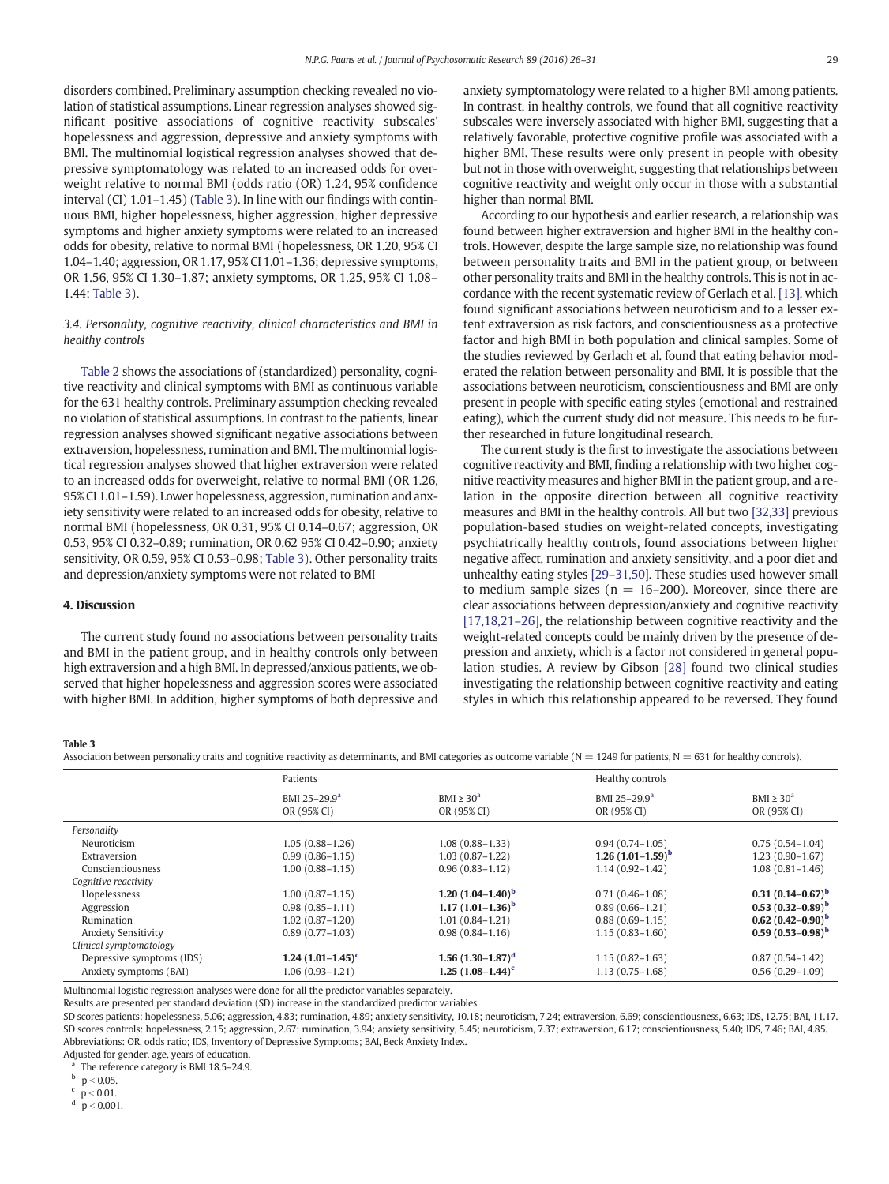disorders combined. Preliminary assumption checking revealed no violation of statistical assumptions. Linear regression analyses showed significant positive associations of cognitive reactivity subscales' hopelessness and aggression, depressive and anxiety symptoms with BMI. The multinomial logistical regression analyses showed that depressive symptomatology was related to an increased odds for overweight relative to normal BMI (odds ratio (OR) 1.24, 95% confidence interval (CI) 1.01–1.45) (Table 3). In line with our findings with continuous BMI, higher hopelessness, higher aggression, higher depressive symptoms and higher anxiety symptoms were related to an increased odds for obesity, relative to normal BMI (hopelessness, OR 1.20, 95% CI 1.04–1.40; aggression, OR 1.17, 95% CI 1.01–1.36; depressive symptoms, OR 1.56, 95% CI 1.30–1.87; anxiety symptoms, OR 1.25, 95% CI 1.08–1.44; Table 3).

### 3.4. Personality, cognitive reactivity, clinical characteristics and BMI in healthy controls

Table 2 shows the associations of (standardized) personality, cognitive reactivity and clinical symptoms with BMI as continuous variable for the 631 healthy controls. Preliminary assumption checking revealed no violation of statistical assumptions. In contrast to the patients, linear regression analyses showed significant negative associations between extraversion, hopelessness, rumination and BMI. The multinomial logistical regression analyses showed that higher extraversion were related to an increased odds for overweight, relative to normal BMI (OR 1.26, 95% CI 1.01–1.59). Lower hopelessness, aggression, rumination and anxiety sensitivity were related to an increased odds for obesity, relative to normal BMI (hopelessness, OR 0.31, 95% CI 0.14–0.67; aggression, OR 0.53, 95% CI 0.32–0.89; rumination, OR 0.62 95% CI 0.42–0.90; anxiety sensitivity, OR 0.59, 95% CI 0.53–0.98; Table 3). Other personality traits and depression/anxiety symptoms were not related to BMI

## 4. Discussion

The current study found no associations between personality traits and BMI in the patient group, and in healthy controls only between high extraversion and a high BMI. In depressed/anxious patients, we observed that higher hopelessness and aggression scores were associated with higher BMI. In addition, higher symptoms of both depressive and anxiety symptomatology were related to a higher BMI among patients. In contrast, in healthy controls, we found that all cognitive reactivity subscales were inversely associated with higher BMI, suggesting that a relatively favorable, protective cognitive profile was associated with a higher BMI. These results were only present in people with obesity but not in those with overweight, suggesting that relationships between cognitive reactivity and weight only occur in those with a substantial higher than normal BMI.

According to our hypothesis and earlier research, a relationship was found between higher extraversion and higher BMI in the healthy controls. However, despite the large sample size, no relationship was found between personality traits and BMI in the patient group, or between other personality traits and BMI in the healthy controls. This is not in accordance with the recent systematic review of Gerlach et al. [13], which found significant associations between neuroticism and to a lesser extent extraversion as risk factors, and conscientiousness as a protective factor and high BMI in both population and clinical samples. Some of the studies reviewed by Gerlach et al. found that eating behavior moderated the relation between personality and BMI. It is possible that the associations between neuroticism, conscientiousness and BMI are only present in people with specific eating styles (emotional and restrained eating), which the current study did not measure. This needs to be further researched in future longitudinal research.

The current study is the first to investigate the associations between cognitive reactivity and BMI, finding a relationship with two higher cognitive reactivity measures and higher BMI in the patient group, and a relation in the opposite direction between all cognitive reactivity measures and BMI in the healthy controls. All but two [32,33] previous population-based studies on weight-related concepts, investigating psychiatrically healthy controls, found associations between higher negative affect, rumination and anxiety sensitivity, and a poor diet and unhealthy eating styles [29–31,50]. These studies used however small to medium sample sizes ($n = 16$–$200$). Moreover, since there are clear associations between depression/anxiety and cognitive reactivity [17,18,21–26], the relationship between cognitive reactivity and the weight-related concepts could be mainly driven by the presence of depression and anxiety, which is a factor not considered in general population studies. A review by Gibson [28] found two clinical studies investigating the relationship between cognitive reactivity and eating styles in which this relationship appeared to be reversed. They found

**Table 3**
Association between personality traits and cognitive reactivity as determinants, and BMI categories as outcome variable (N = 1249 for patients, N = 631 for healthy controls).

| | Patients | | Healthy controls | |
|---|---|---|---|---|
| | BMI 25–29.9[a] OR (95% CI) | BMI ≥ 30[a] OR (95% CI) | BMI 25–29.9[a] OR (95% CI) | BMI ≥ 30[a] OR (95% CI) |
| *Personality* | | | | |
| Neuroticism | 1.05 (0.88–1.26) | 1.08 (0.88–1.33) | 0.94 (0.74–1.05) | 0.75 (0.54–1.04) |
| Extraversion | 0.99 (0.86–1.15) | 1.03 (0.87–1.22) | **1.26 (1.01–1.59)**[b] | 1.23 (0.90–1.67) |
| Conscientiousness | 1.00 (0.88–1.15) | 0.96 (0.83–1.12) | 1.14 (0.92–1.42) | 1.08 (0.81–1.46) |
| *Cognitive reactivity* | | | | |
| Hopelessness | 1.00 (0.87–1.15) | **1.20 (1.04–1.40)**[b] | 0.71 (0.46–1.08) | **0.31 (0.14–0.67)**[b] |
| Aggression | 0.98 (0.85–1.11) | **1.17 (1.01–1.36)**[b] | 0.89 (0.66–1.21) | **0.53 (0.32–0.89)**[b] |
| Rumination | 1.02 (0.87–1.20) | 1.01 (0.84–1.21) | 0.88 (0.69–1.15) | **0.62 (0.42–0.90)**[b] |
| Anxiety Sensitivity | 0.89 (0.77–1.03) | 0.98 (0.84–1.16) | 1.15 (0.83–1.60) | **0.59 (0.53–0.98)**[b] |
| *Clinical symptomatology* | | | | |
| Depressive symptoms (IDS) | **1.24 (1.01–1.45)**[c] | **1.56 (1.30–1.87)**[d] | 1.15 (0.82–1.63) | 0.87 (0.54–1.42) |
| Anxiety symptoms (BAI) | 1.06 (0.93–1.21) | **1.25 (1.08–1.44)**[c] | 1.13 (0.75–1.68) | 0.56 (0.29–1.09) |

Multinomial logistic regression analyses were done for all the predictor variables separately.
Results are presented per standard deviation (SD) increase in the standardized predictor variables.
SD scores patients: hopelessness, 5.06; aggression, 4.83; rumination, 4.89; anxiety sensitivity, 10.18; neuroticism, 7.24; extraversion, 6.69; conscientiousness, 6.63; IDS, 12.75; BAI, 11.17.
SD scores controls: hopelessness, 2.15; aggression, 2.67; rumination, 3.94; anxiety sensitivity, 5.45; neuroticism, 7.37; extraversion, 6.17; conscientiousness, 5.40; IDS, 7.46; BAI, 4.85.
Abbreviations: OR, odds ratio; IDS, Inventory of Depressive Symptoms; BAI, Beck Anxiety Index.
Adjusted for gender, age, years of education.
[a] The reference category is BMI 18.5–24.9.
[b] $p < 0.05$.
[c] $p < 0.01$.
[d] $p < 0.001$.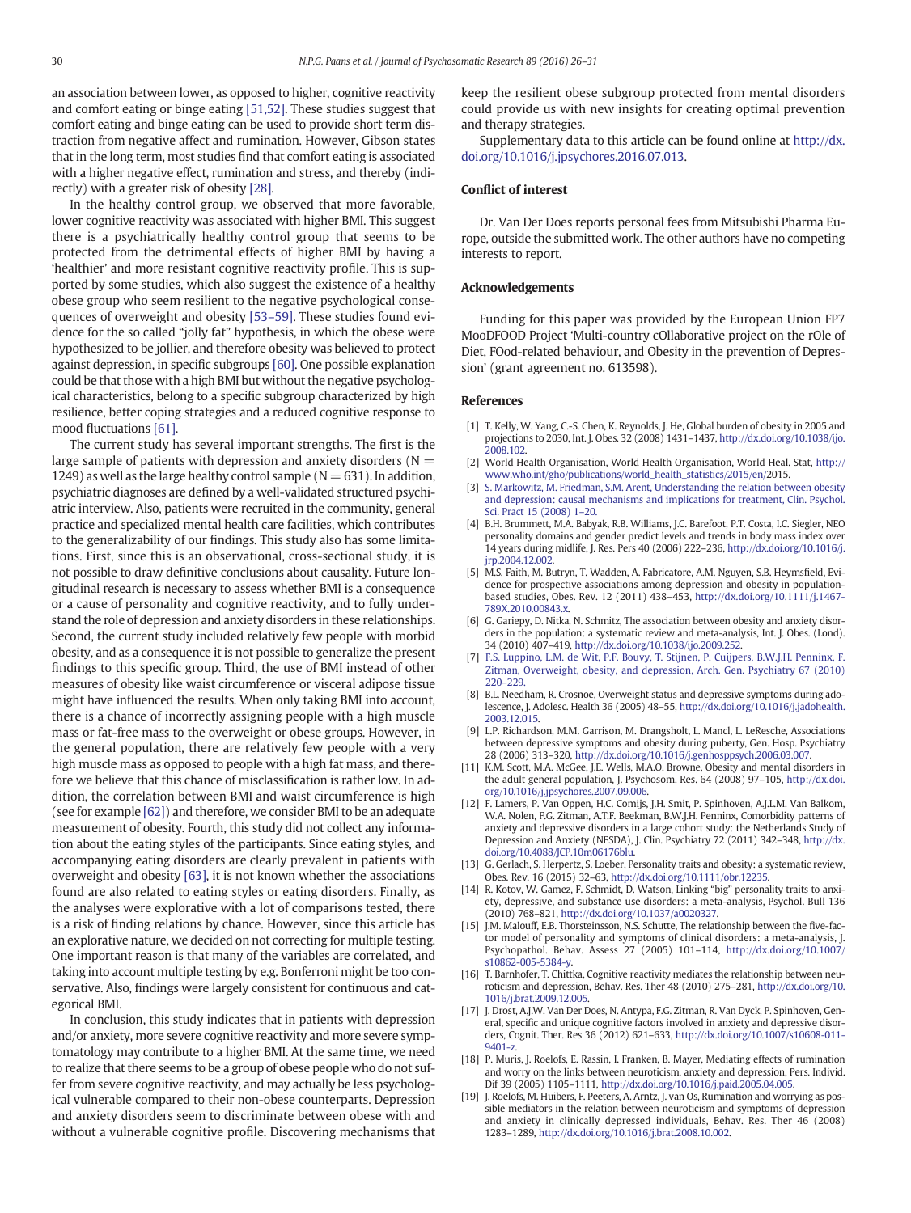an association between lower, as opposed to higher, cognitive reactivity and comfort eating or binge eating [51,52]. These studies suggest that comfort eating and binge eating can be used to provide short term distraction from negative affect and rumination. However, Gibson states that in the long term, most studies find that comfort eating is associated with a higher negative effect, rumination and stress, and thereby (indirectly) with a greater risk of obesity [28].

In the healthy control group, we observed that more favorable, lower cognitive reactivity was associated with higher BMI. This suggest there is a psychiatrically healthy control group that seems to be protected from the detrimental effects of higher BMI by having a 'healthier' and more resistant cognitive reactivity profile. This is supported by some studies, which also suggest the existence of a healthy obese group who seem resilient to the negative psychological consequences of overweight and obesity [53–59]. These studies found evidence for the so called "jolly fat" hypothesis, in which the obese were hypothesized to be jollier, and therefore obesity was believed to protect against depression, in specific subgroups [60]. One possible explanation could be that those with a high BMI but without the negative psychological characteristics, belong to a specific subgroup characterized by high resilience, better coping strategies and a reduced cognitive response to mood fluctuations [61].

The current study has several important strengths. The first is the large sample of patients with depression and anxiety disorders ($N = 1249$) as well as the large healthy control sample ($N = 631$). In addition, psychiatric diagnoses are defined by a well-validated structured psychiatric interview. Also, patients were recruited in the community, general practice and specialized mental health care facilities, which contributes to the generalizability of our findings. This study also has some limitations. First, since this is an observational, cross-sectional study, it is not possible to draw definitive conclusions about causality. Future longitudinal research is necessary to assess whether BMI is a consequence or a cause of personality and cognitive reactivity, and to fully understand the role of depression and anxiety disorders in these relationships. Second, the current study included relatively few people with morbid obesity, and as a consequence it is not possible to generalize the present findings to this specific group. Third, the use of BMI instead of other measures of obesity like waist circumference or visceral adipose tissue might have influenced the results. When only taking BMI into account, there is a chance of incorrectly assigning people with a high muscle mass or fat-free mass to the overweight or obese groups. However, in the general population, there are relatively few people with a very high muscle mass as opposed to people with a high fat mass, and therefore we believe that this chance of misclassification is rather low. In addition, the correlation between BMI and waist circumference is high (see for example [62]) and therefore, we consider BMI to be an adequate measurement of obesity. Fourth, this study did not collect any information about the eating styles of the participants. Since eating styles, and accompanying eating disorders are clearly prevalent in patients with overweight and obesity [63], it is not known whether the associations found are also related to eating styles or eating disorders. Finally, as the analyses were explorative with a lot of comparisons tested, there is a risk of finding relations by chance. However, since this article has an explorative nature, we decided on not correcting for multiple testing. One important reason is that many of the variables are correlated, and taking into account multiple testing by e.g. Bonferroni might be too conservative. Also, findings were largely consistent for continuous and categorical BMI.

In conclusion, this study indicates that in patients with depression and/or anxiety, more severe cognitive reactivity and more severe symptomatology may contribute to a higher BMI. At the same time, we need to realize that there seems to be a group of obese people who do not suffer from severe cognitive reactivity, and may actually be less psychological vulnerable compared to their non-obese counterparts. Depression and anxiety disorders seem to discriminate between obese with and without a vulnerable cognitive profile. Discovering mechanisms that keep the resilient obese subgroup protected from mental disorders could provide us with new insights for creating optimal prevention and therapy strategies.

Supplementary data to this article can be found online at http://dx.doi.org/10.1016/j.jpsychores.2016.07.013.

## Conflict of interest

Dr. Van Der Does reports personal fees from Mitsubishi Pharma Europe, outside the submitted work. The other authors have no competing interests to report.

## Acknowledgements

Funding for this paper was provided by the European Union FP7 MooDFOOD Project 'Multi-country cOllaborative project on the rOle of Diet, FOod-related behaviour, and Obesity in the prevention of Depression' (grant agreement no. 613598).

## References

[1] T. Kelly, W. Yang, C.-S. Chen, K. Reynolds, J. He, Global burden of obesity in 2005 and projections to 2030, Int. J. Obes. 32 (2008) 1431–1437, http://dx.doi.org/10.1038/ijo.2008.102.

[2] World Health Organisation, World Health Organisation, World Heal. Stat, http://www.who.int/gho/publications/world_health_statistics/2015/en/2015.

[3] S. Markowitz, M. Friedman, S.M. Arent, Understanding the relation between obesity and depression: causal mechanisms and implications for treatment, Clin. Psychol. Sci. Pract 15 (2008) 1–20.

[4] B.H. Brummett, M.A. Babyak, R.B. Williams, J.C. Barefoot, P.T. Costa, I.C. Siegler, NEO personality domains and gender predict levels and trends in body mass index over 14 years during midlife, J. Res. Pers 40 (2006) 222–236, http://dx.doi.org/10.1016/j.jrp.2004.12.002.

[5] M.S. Faith, M. Butryn, T. Wadden, A. Fabricatore, A.M. Nguyen, S.B. Heymsfield, Evidence for prospective associations among depression and obesity in population-based studies, Obes. Rev. 12 (2011) 438–453, http://dx.doi.org/10.1111/j.1467-789X.2010.00843.x.

[6] G. Gariepy, D. Nitka, N. Schmitz, The association between obesity and anxiety disorders in the population: a systematic review and meta-analysis, Int. J. Obes. (Lond). 34 (2010) 407–419, http://dx.doi.org/10.1038/ijo.2009.252.

[7] F.S. Luppino, L.M. de Wit, P.F. Bouvy, T. Stijnen, P. Cuijpers, B.W.J.H. Penninx, F. Zitman, Overweight, obesity, and depression, Arch. Gen. Psychiatry 67 (2010) 220–229.

[8] B.L. Needham, R. Crosnoe, Overweight status and depressive symptoms during adolescence, J. Adolesc. Health 36 (2005) 48–55, http://dx.doi.org/10.1016/j.jadohealth.2003.12.015.

[9] L.P. Richardson, M.M. Garrison, M. Drangsholt, L. Mancl, L. LeResche, Associations between depressive symptoms and obesity during puberty, Gen. Hosp. Psychiatry 28 (2006) 313–320, http://dx.doi.org/10.1016/j.genhosppsych.2006.03.007.

[11] K.M. Scott, M.A. McGee, J.E. Wells, M.A.O. Browne, Obesity and mental disorders in the adult general population, J. Psychosom. Res. 64 (2008) 97–105, http://dx.doi.org/10.1016/j.jpsychores.2007.09.006.

[12] F. Lamers, P. Van Oppen, H.C. Comijs, J.H. Smit, P. Spinhoven, A.J.L.M. Van Balkom, W.A. Nolen, F.G. Zitman, A.T.F. Beekman, B.W.J.H. Penninx, Comorbidity patterns of anxiety and depressive disorders in a large cohort study: the Netherlands Study of Depression and Anxiety (NESDA), J. Clin. Psychiatry 72 (2011) 342–348, http://dx.doi.org/10.4088/JCP.10m06176blu.

[13] G. Gerlach, S. Herpertz, S. Loeber, Personality traits and obesity: a systematic review, Obes. Rev. 16 (2015) 32–63, http://dx.doi.org/10.1111/obr.12235.

[14] R. Kotov, W. Gamez, F. Schmidt, D. Watson, Linking "big" personality traits to anxiety, depressive, and substance use disorders: a meta-analysis, Psychol. Bull 136 (2010) 768–821, http://dx.doi.org/10.1037/a0020327.

[15] J.M. Malouff, E.B. Thorsteinsson, N.S. Schutte, The relationship between the five-factor model of personality and symptoms of clinical disorders: a meta-analysis, J. Psychopathol. Behav. Assess 27 (2005) 101–114, http://dx.doi.org/10.1007/s10862-005-5384-y.

[16] T. Barnhofer, T. Chittka, Cognitive reactivity mediates the relationship between neuroticism and depression, Behav. Res. Ther 48 (2010) 275–281, http://dx.doi.org/10.1016/j.brat.2009.12.005.

[17] J. Drost, A.J.W. Van Der Does, N. Antypa, F.G. Zitman, R. Van Dyck, P. Spinhoven, General, specific and unique cognitive factors involved in anxiety and depressive disorders, Cognit. Ther. Res 36 (2012) 621–633, http://dx.doi.org/10.1007/s10608-011-9401-z.

[18] P. Muris, J. Roelofs, E. Rassin, I. Franken, B. Mayer, Mediating effects of rumination and worry on the links between neuroticism, anxiety and depression, Pers. Individ. Dif 39 (2005) 1105–1111, http://dx.doi.org/10.1016/j.paid.2005.04.005.

[19] J. Roelofs, M. Huibers, F. Peeters, A. Arntz, J. van Os, Rumination and worrying as possible mediators in the relation between neuroticism and symptoms of depression and anxiety in clinically depressed individuals, Behav. Res. Ther 46 (2008) 1283–1289, http://dx.doi.org/10.1016/j.brat.2008.10.002.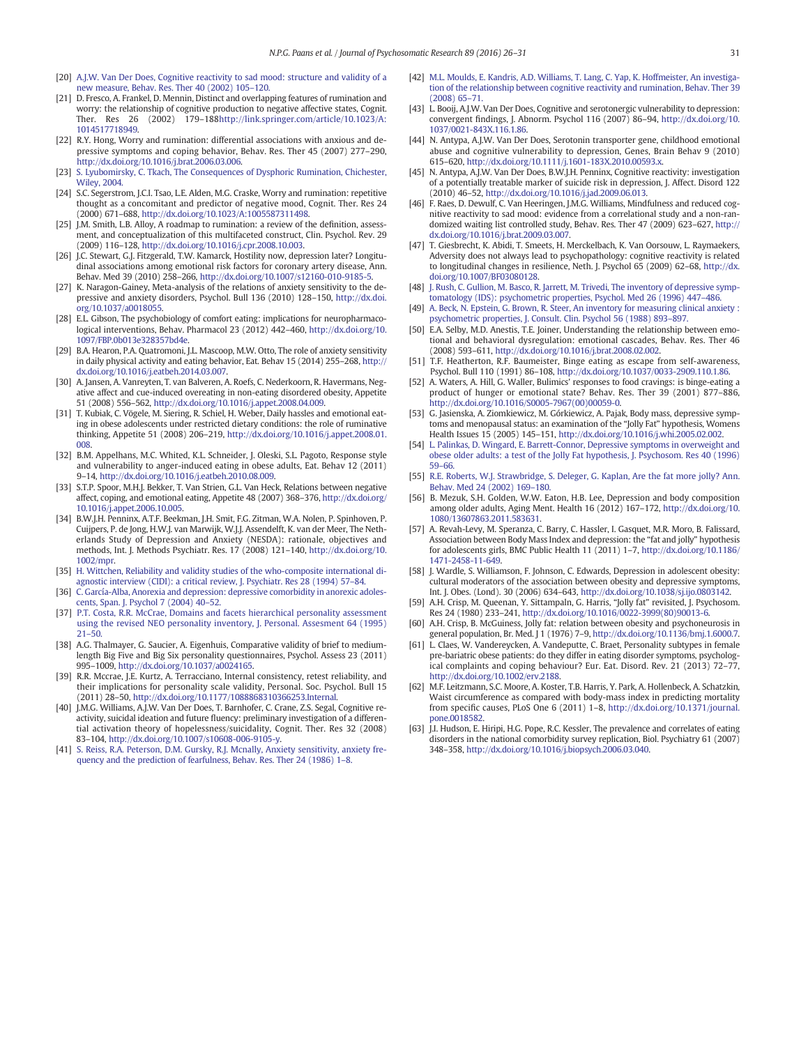[20] A.J.W. Van Der Does, Cognitive reactivity to sad mood: structure and validity of a new measure, Behav. Res. Ther 40 (2002) 105–120.

[21] D. Fresco, A. Frankel, D. Mennin, Distinct and overlapping features of rumination and worry: the relationship of cognitive production to negative affective states, Cognit. Ther. Res 26 (2002) 179–188http://link.springer.com/article/10.1023/A:1014517718949.

[22] R.Y. Hong, Worry and rumination: differential associations with anxious and depressive symptoms and coping behavior, Behav. Res. Ther 45 (2007) 277–290, http://dx.doi.org/10.1016/j.brat.2006.03.006.

[23] S. Lyubomirsky, C. Tkach, The Consequences of Dysphoric Rumination, Chichester, Wiley, 2004.

[24] S.C. Segerstrom, J.C.I. Tsao, L.E. Alden, M.G. Craske, Worry and rumination: repetitive thought as a concomitant and predictor of negative mood, Cognit. Ther. Res 24 (2000) 671–688, http://dx.doi.org/10.1023/A:1005587311498.

[25] J.M. Smith, L.B. Alloy, A roadmap to rumination: a review of the definition, assessment, and conceptualization of this multifaceted construct, Clin. Psychol. Rev. 29 (2009) 116–128, http://dx.doi.org/10.1016/j.cpr.2008.10.003.

[26] J.C. Stewart, G.J. Fitzgerald, T.W. Kamarck, Hostility now, depression later? Longitudinal associations among emotional risk factors for coronary artery disease, Ann. Behav. Med 39 (2010) 258–266, http://dx.doi.org/10.1007/s12160-010-9185-5.

[27] K. Naragon-Gainey, Meta-analysis of the relations of anxiety sensitivity to the depressive and anxiety disorders, Psychol. Bull 136 (2010) 128–150, http://dx.doi.org/10.1037/a0018055.

[28] E.L. Gibson, The psychobiology of comfort eating: implications for neuropharmacological interventions, Behav. Pharmacol 23 (2012) 442–460, http://dx.doi.org/10.1097/FBP.0b013e328357bd4e.

[29] B.A. Hearon, P.A. Quatromoni, J.L. Mascoop, M.W. Otto, The role of anxiety sensitivity in daily physical activity and eating behavior, Eat. Behav 15 (2014) 255–268, http://dx.doi.org/10.1016/j.eatbeh.2014.03.007.

[30] A. Jansen, A. Vanreyten, T. van Balveren, A. Roefs, C. Nederkoorn, R. Havermans, Negative affect and cue-induced overeating in non-eating disordered obesity, Appetite 51 (2008) 556–562, http://dx.doi.org/10.1016/j.appet.2008.04.009.

[31] T. Kubiak, C. Vögele, M. Siering, R. Schiel, H. Weber, Daily hassles and emotional eating in obese adolescents under restricted dietary conditions: the role of ruminative thinking, Appetite 51 (2008) 206–219, http://dx.doi.org/10.1016/j.appet.2008.01.008.

[32] B.M. Appelhans, M.C. Whited, K.L. Schneider, J. Oleski, S.L. Pagoto, Response style and vulnerability to anger-induced eating in obese adults, Eat. Behav 12 (2011) 9–14, http://dx.doi.org/10.1016/j.eatbeh.2010.08.009.

[33] S.T.P. Spoor, M.H.J. Bekker, T. Van Strien, G.L. Van Heck, Relations between negative affect, coping, and emotional eating, Appetite 48 (2007) 368–376, http://dx.doi.org/10.1016/j.appet.2006.10.005.

[34] B.W.J.H. Penninx, A.T.F. Beekman, J.H. Smit, F.G. Zitman, W.A. Nolen, P. Spinhoven, P. Cuijpers, P. de Jong, H.W.J. van Marwijk, W.J.J. Assendelft, K. van der Meer, The Netherlands Study of Depression and Anxiety (NESDA): rationale, objectives and methods, Int. J. Methods Psychiatr. Res. 17 (2008) 121–140, http://dx.doi.org/10.1002/mpr.

[35] H. Wittchen, Reliability and validity studies of the who-composite international diagnostic interview (CIDI): a critical review, J. Psychiatr. Res 28 (1994) 57–84.

[36] C. García-Alba, Anorexia and depression: depressive comorbidity in anorexic adolescents, Span. J. Psychol 7 (2004) 40–52.

[37] P.T. Costa, R.R. McCrae, Domains and facets hierarchical personality assessment using the revised NEO personality inventory, J. Personal. Assesment 64 (1995) 21–50.

[38] A.G. Thalmayer, G. Saucier, A. Eigenhuis, Comparative validity of brief to medium-length Big Five and Big Six personality questionnaires, Psychol. Assess 23 (2011) 995–1009, http://dx.doi.org/10.1037/a0024165.

[39] R.R. Mccrae, J.E. Kurtz, A. Terracciano, Internal consistency, retest reliability, and their implications for personality scale validity, Personal. Soc. Psychol. Bull 15 (2011) 28–50, http://dx.doi.org/10.1177/1088868310366253.Internal.

[40] J.M.G. Williams, A.J.W. Van Der Does, T. Barnhofer, C. Crane, Z.S. Segal, Cognitive reactivity, suicidal ideation and future fluency: preliminary investigation of a differential activation theory of hopelessness/suicidality, Cognit. Ther. Res 32 (2008) 83–104, http://dx.doi.org/10.1007/s10608-006-9105-y.

[41] S. Reiss, R.A. Peterson, D.M. Gursky, R.J. Mcnally, Anxiety sensitivity, anxiety frequency and the prediction of fearfulness, Behav. Res. Ther 24 (1986) 1–8.

[42] M.L. Moulds, E. Kandris, A.D. Williams, T. Lang, C. Yap, K. Hoffmeister, An investigation of the relationship between cognitive reactivity and rumination, Behav. Ther 39 (2008) 65–71.

[43] L. Booij, A.J.W. Van Der Does, Cognitive and serotonergic vulnerability to depression: convergent findings, J. Abnorm. Psychol 116 (2007) 86–94, http://dx.doi.org/10.1037/0021-843X.116.1.86.

[44] N. Antypa, A.J.W. Van Der Does, Serotonin transporter gene, childhood emotional abuse and cognitive vulnerability to depression, Genes, Brain Behav 9 (2010) 615–620, http://dx.doi.org/10.1111/j.1601-183X.2010.00593.x.

[45] N. Antypa, A.J.W. Van Der Does, B.W.J.H. Penninx, Cognitive reactivity: investigation of a potentially treatable marker of suicide risk in depression, J. Affect. Disord 122 (2010) 46–52, http://dx.doi.org/10.1016/j.jad.2009.06.013.

[46] F. Raes, D. Dewulf, C. Van Heeringen, J.M.G. Williams, Mindfulness and reduced cognitive reactivity to sad mood: evidence from a correlational study and a non-randomized waiting list controlled study, Behav. Res. Ther 47 (2009) 623–627, http://dx.doi.org/10.1016/j.brat.2009.03.007.

[47] T. Giesbrecht, K. Abidi, T. Smeets, H. Merckelbach, K. Van Oorsouw, L. Raymaekers, Adversity does not always lead to psychopathology: cognitive reactivity is related to longitudinal changes in resilience, Neth. J. Psychol 65 (2009) 62–68, http://dx.doi.org/10.1007/BF03080128.

[48] J. Rush, C. Gullion, M. Basco, R. Jarrett, M. Trivedi, The inventory of depressive symptomatology (IDS): psychometric properties, Psychol. Med 26 (1996) 447–486.

[49] A. Beck, N. Epstein, G. Brown, R. Steer, An inventory for measuring clinical anxiety : psychometric properties, J. Consult. Clin. Psychol 56 (1988) 893–897.

[50] E.A. Selby, M.D. Anestis, T.E. Joiner, Understanding the relationship between emotional and behavioral dysregulation: emotional cascades, Behav. Res. Ther 46 (2008) 593–611, http://dx.doi.org/10.1016/j.brat.2008.02.002.

[51] T.F. Heatherton, R.F. Baumeister, Binge eating as escape from self-awareness, Psychol. Bull 110 (1991) 86–108, http://dx.doi.org/10.1037/0033-2909.110.1.86.

[52] A. Waters, A. Hill, G. Waller, Bulimics' responses to food cravings: is binge-eating a product of hunger or emotional state? Behav. Res. Ther 39 (2001) 877–886, http://dx.doi.org/10.1016/S0005-7967(00)00059-0.

[53] G. Jasienska, A. Ziomkiewicz, M. Górkiewicz, A. Pajak, Body mass, depressive symptoms and menopausal status: an examination of the "Jolly Fat" hypothesis, Womens Health Issues 15 (2005) 145–151, http://dx.doi.org/10.1016/j.whi.2005.02.002.

[54] L. Palinkas, D. Wingard, E. Barrett-Connor, Depressive symptoms in overweight and obese older adults: a test of the Jolly Fat hypothesis, J. Psychosom. Res 40 (1996) 59–66.

[55] R.E. Roberts, W.J. Strawbridge, S. Deleger, G. Kaplan, Are the fat more jolly? Ann. Behav. Med 24 (2002) 169–180.

[56] B. Mezuk, S.H. Golden, W.W. Eaton, H.B. Lee, Depression and body composition among older adults, Aging Ment. Health 16 (2012) 167–172, http://dx.doi.org/10.1080/13607863.2011.583631.

[57] A. Revah-Levy, M. Speranza, C. Barry, C. Hassler, I. Gasquet, M.R. Moro, B. Falissard, Association between Body Mass Index and depression: the "fat and jolly" hypothesis for adolescents girls, BMC Public Health 11 (2011) 1–7, http://dx.doi.org/10.1186/1471-2458-11-649.

[58] J. Wardle, S. Williamson, F. Johnson, C. Edwards, Depression in adolescent obesity: cultural moderators of the association between obesity and depressive symptoms, Int. J. Obes. (Lond). 30 (2006) 634–643, http://dx.doi.org/10.1038/sj.ijo.0803142.

[59] A.H. Crisp, M. Queenan, Y. Sittampaln, G. Harris, "Jolly fat" revisited, J. Psychosom. Res 24 (1980) 233–241, http://dx.doi.org/10.1016/0022-3999(80)90013-6.

[60] A.H. Crisp, B. McGuiness, Jolly fat: relation between obesity and psychoneurosis in general population, Br. Med. J 1 (1976) 7–9, http://dx.doi.org/10.1136/bmj.1.6000.7.

[61] L. Claes, W. Vandereycken, A. Vandeputte, C. Braet, Personality subtypes in female pre-bariatric obese patients: do they differ in eating disorder symptoms, psychological complaints and coping behaviour? Eur. Eat. Disord. Rev. 21 (2013) 72–77, http://dx.doi.org/10.1002/erv.2188.

[62] M.F. Leitzmann, S.C. Moore, A. Koster, T.B. Harris, Y. Park, A. Hollenbeck, A. Schatzkin, Waist circumference as compared with body-mass index in predicting mortality from specific causes, PLoS One 6 (2011) 1–8, http://dx.doi.org/10.1371/journal.pone.0018582.

[63] J.I. Hudson, E. Hiripi, H.G. Pope, R.C. Kessler, The prevalence and correlates of eating disorders in the national comorbidity survey replication, Biol. Psychiatry 61 (2007) 348–358, http://dx.doi.org/10.1016/j.biopsych.2006.03.040.